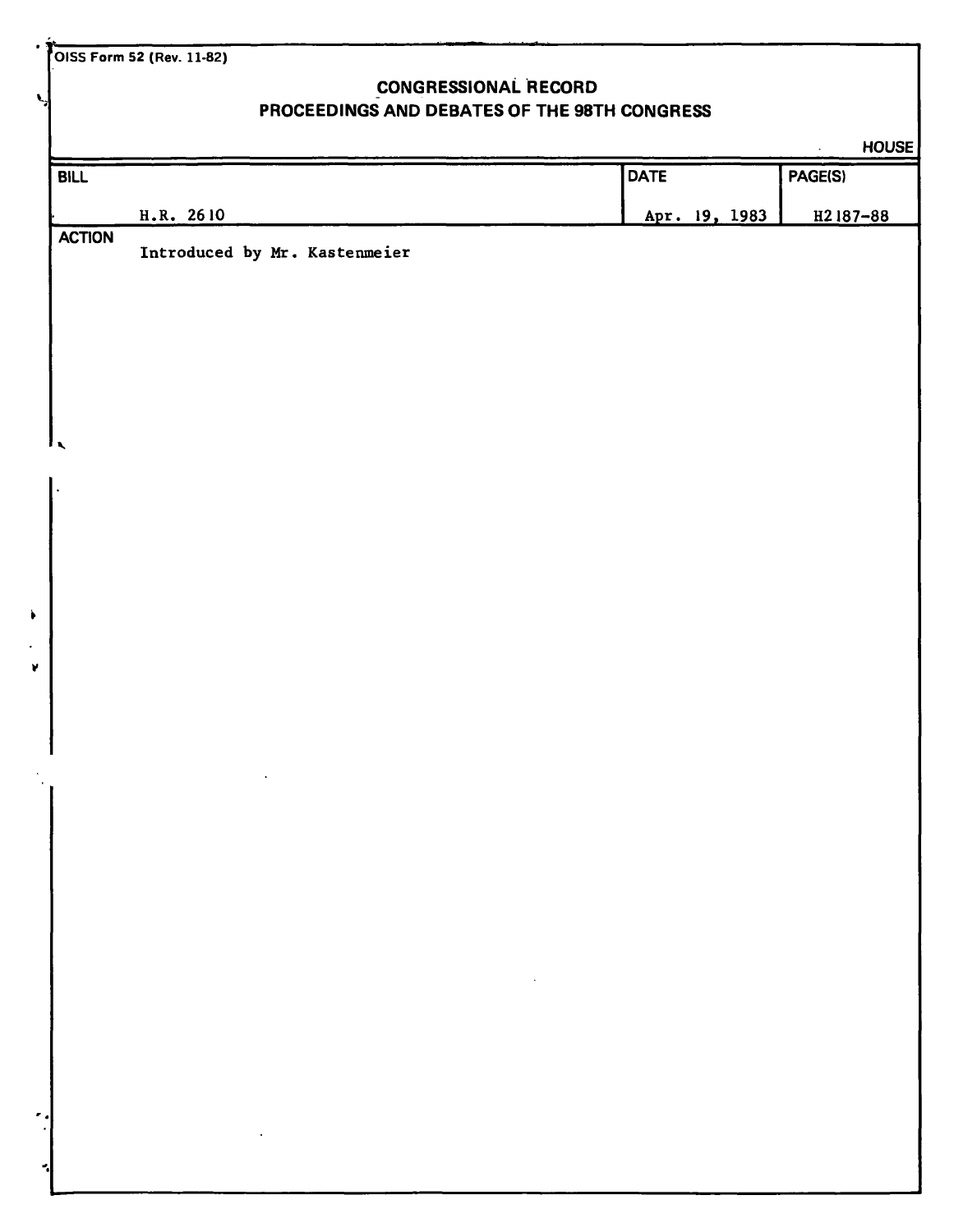OISS Form 52 (Rev. 11-82)

# CONGRESSIONAL RECORD
## PROCEEDINGS AND DEBATES OF THE 98TH CONGRESS

HOUSE

| BILL | DATE | PAGE(S) |
|---|---|---|
| H.R. 2610 | Apr. 19, 1983 | H2187-88 |

**ACTION**

Introduced by Mr. Kastenmeier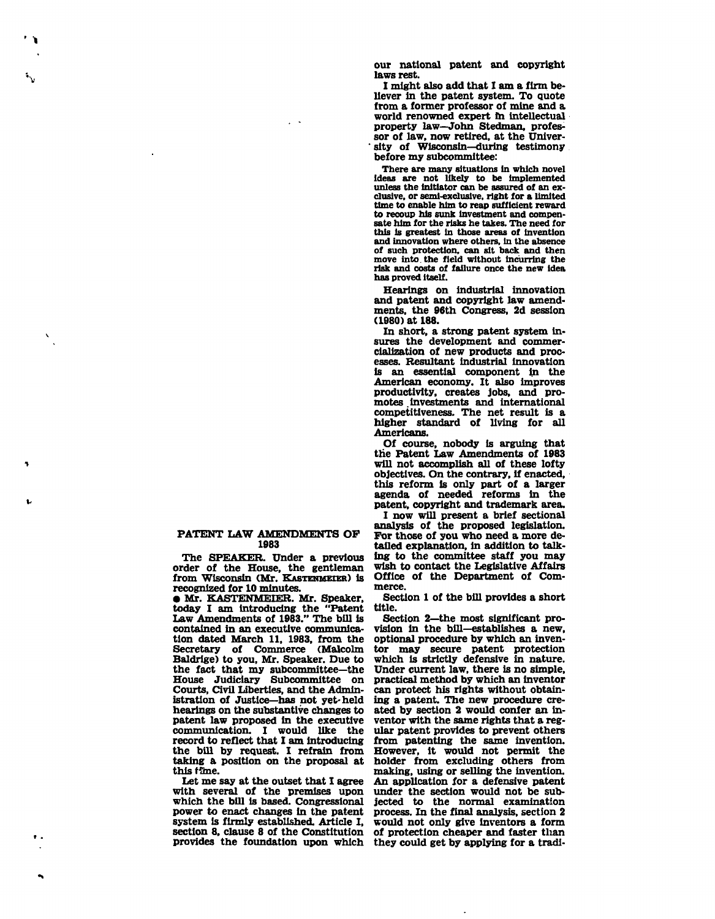## PATENT LAW AMENDMENTS OF 1983

The SPEAKER. Under a previous order of the House, the gentleman from Wisconsin (Mr. KASTENMEIER) is recognized for 10 minutes.

● Mr. KASTENMEIER. Mr. Speaker, today I am introducing the "Patent Law Amendments of 1983." The bill is contained in an executive communication dated March 11, 1983, from the Secretary of Commerce (Malcolm Baldrige) to you, Mr. Speaker. Due to the fact that my subcommittee—the House Judiciary Subcommittee on Courts, Civil Liberties, and the Administration of Justice—has not yet held hearings on the substantive changes to patent law proposed in the executive communication. I would like the record to reflect that I am introducing the bill by request. I refrain from taking a position on the proposal at this time.

Let me say at the outset that I agree with several of the premises upon which the bill is based. Congressional power to enact changes in the patent system is firmly established. Article I, section 8, clause 8 of the Constitution provides the foundation upon which our national patent and copyright laws rest.

I might also add that I am a firm believer in the patent system. To quote from a former professor of mine and a world renowned expert in intellectual property law—John Stedman, professor of law, now retired, at the University of Wisconsin—during testimony before my subcommittee:

> There are many situations in which novel ideas are not likely to be implemented unless the initiator can be assured of an exclusive, or semi-exclusive, right for a limited time to enable him to reap sufficient reward to recoup his sunk investment and compensate him for the risks he takes. The need for this is greatest in those areas of invention and innovation where others, in the absence of such protection, can sit back and then move into the field without incurring the risk and costs of failure once the new idea has proved itself.

Hearings on industrial innovation and patent and copyright law amendments, the 96th Congress, 2d session (1980) at 188.

In short, a strong patent system insures the development and commercialization of new products and processes. Resultant industrial innovation is an essential component in the American economy. It also improves productivity, creates jobs, and promotes investments and international competitiveness. The net result is a higher standard of living for all Americans.

Of course, nobody is arguing that the Patent Law Amendments of 1983 will not accomplish all of these lofty objectives. On the contrary, if enacted, this reform is only part of a larger agenda of needed reforms in the patent, copyright and trademark area.

I now will present a brief sectional analysis of the proposed legislation. For those of you who need a more detailed explanation, in addition to talking to the committee staff you may wish to contact the Legislative Affairs Office of the Department of Commerce.

Section 1 of the bill provides a short title.

Section 2—the most significant provision in the bill—establishes a new, optional procedure by which an inventor may secure patent protection which is strictly defensive in nature. Under current law, there is no simple, practical method by which an inventor can protect his rights without obtaining a patent. The new procedure created by section 2 would confer an inventor with the same rights that a regular patent provides to prevent others from patenting the same invention. However, it would not permit the holder from excluding others from making, using or selling the invention. An application for a defensive patent under the section would not be subjected to the normal examination process. In the final analysis, section 2 would not only give inventors a form of protection cheaper and faster than they could get by applying for a tradi-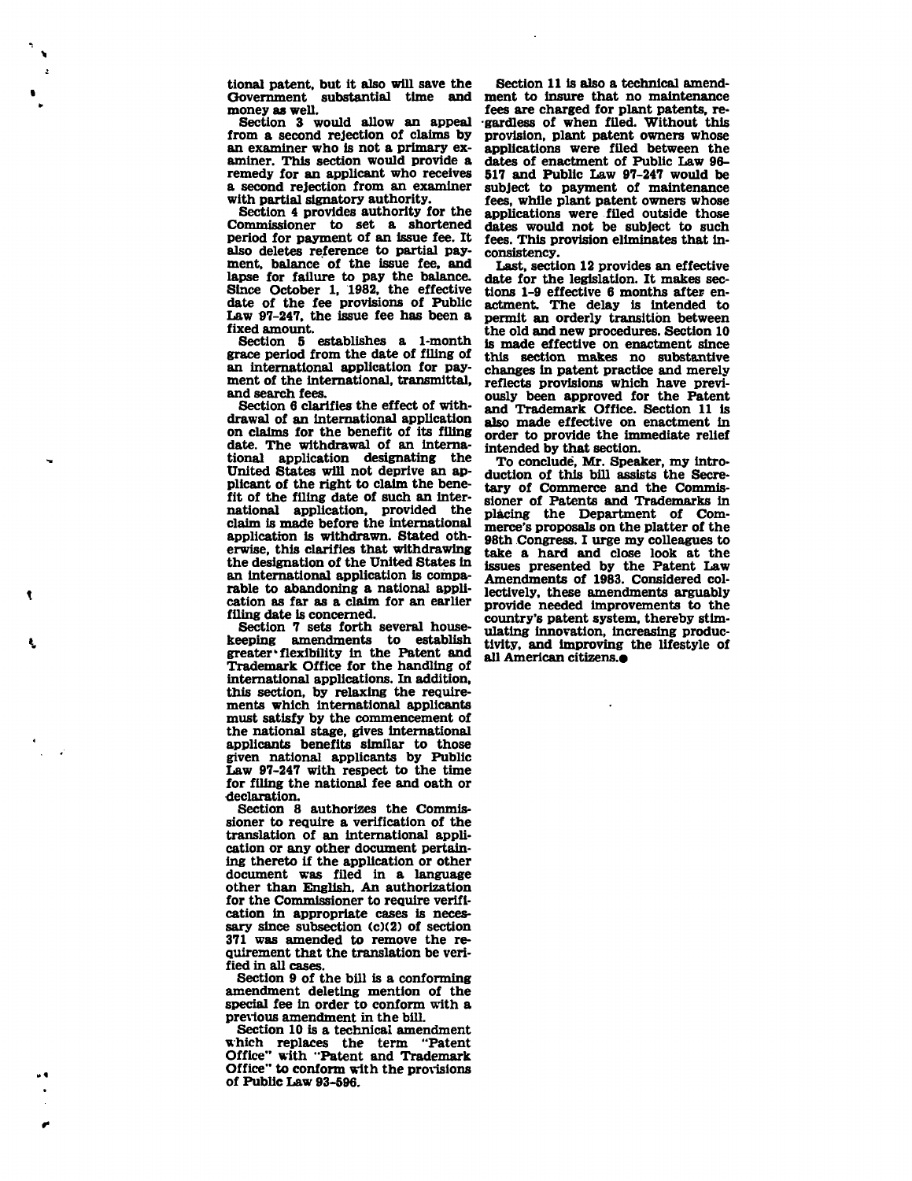tional patent, but it also will save the Government substantial time and money as well.

Section 3 would allow an appeal from a second rejection of claims by an examiner who is not a primary examiner. This section would provide a remedy for an applicant who receives a second rejection from an examiner with partial signatory authority.

Section 4 provides authority for the Commissioner to set a shortened period for payment of an issue fee. It also deletes reference to partial payment, balance of the issue fee, and lapse for failure to pay the balance. Since October 1, 1982, the effective date of the fee provisions of Public Law 97-247, the issue fee has been a fixed amount.

Section 5 establishes a 1-month grace period from the date of filing of an international application for payment of the international, transmittal, and search fees.

Section 6 clarifies the effect of withdrawal of an international application on claims for the benefit of its filing date. The withdrawal of an international application designating the United States will not deprive an applicant of the right to claim the benefit of the filing date of such an international application, provided the claim is made before the international application is withdrawn. Stated otherwise, this clarifies that withdrawing the designation of the United States in an international application is comparable to abandoning a national application as far as a claim for an earlier filing date is concerned.

Section 7 sets forth several housekeeping amendments to establish greater flexibility in the Patent and Trademark Office for the handling of international applications. In addition, this section, by relaxing the requirements which international applicants must satisfy by the commencement of the national stage, gives international applicants benefits similar to those given national applicants by Public Law 97-247 with respect to the time for filing the national fee and oath or declaration.

Section 8 authorizes the Commissioner to require a verification of the translation of an international application or any other document pertaining thereto if the application or other document was filed in a language other than English. An authorization for the Commissioner to require verification in appropriate cases is necessary since subsection (c)(2) of section 371 was amended to remove the requirement that the translation be verified in all cases.

Section 9 of the bill is a conforming amendment deleting mention of the special fee in order to conform with a previous amendment in the bill.

Section 10 is a technical amendment which replaces the term "Patent Office" with "Patent and Trademark Office" to conform with the provisions of Public Law 93-596.

Section 11 is also a technical amendment to insure that no maintenance fees are charged for plant patents, regardless of when filed. Without this provision, plant patent owners whose applications were filed between the dates of enactment of Public Law 96-517 and Public Law 97-247 would be subject to payment of maintenance fees, while plant patent owners whose applications were filed outside those dates would not be subject to such fees. This provision eliminates that inconsistency.

Last, section 12 provides an effective date for the legislation. It makes sections 1-9 effective 6 months after enactment. The delay is intended to permit an orderly transition between the old and new procedures. Section 10 is made effective on enactment since this section makes no substantive changes in patent practice and merely reflects provisions which have previously been approved for the Patent and Trademark Office. Section 11 is also made effective on enactment in order to provide the immediate relief intended by that section.

To conclude, Mr. Speaker, my introduction of this bill assists the Secretary of Commerce and the Commissioner of Patents and Trademarks in placing the Department of Commerce's proposals on the platter of the 98th Congress. I urge my colleagues to take a hard and close look at the issues presented by the Patent Law Amendments of 1983. Considered collectively, these amendments arguably provide needed improvements to the country's patent system, thereby stimulating innovation, increasing productivity, and improving the lifestyle of all American citizens.●